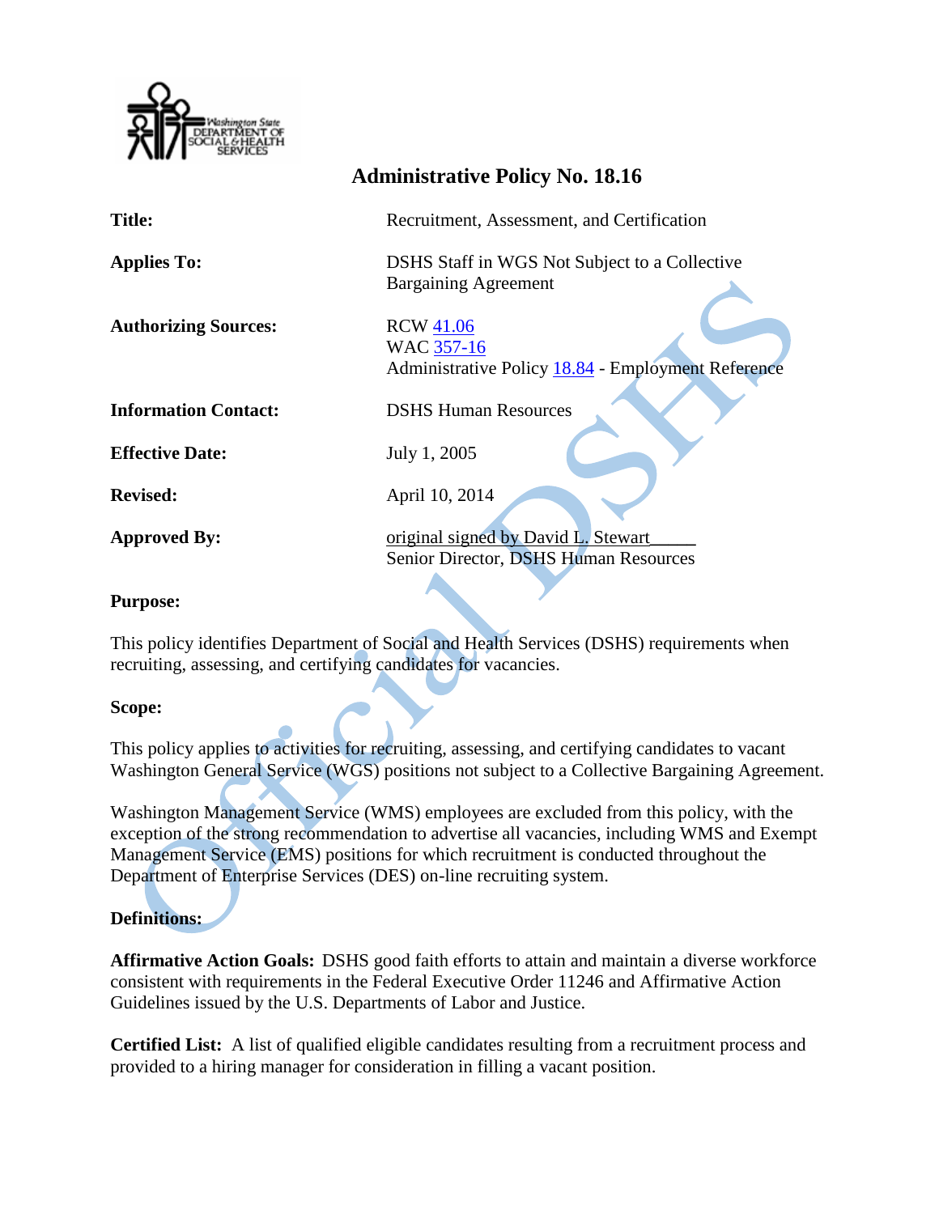# Administrative Policy No. 18.16

| | |
|---|---|
| **Title:** | Recruitment, Assessment, and Certification |
| **Applies To:** | DSHS Staff in WGS Not Subject to a Collective Bargaining Agreement |
| **Authorizing Sources:** | RCW 41.06<br>WAC 357-16<br>Administrative Policy 18.84 - Employment Reference |
| **Information Contact:** | DSHS Human Resources |
| **Effective Date:** | July 1, 2005 |
| **Revised:** | April 10, 2014 |
| **Approved By:** | original signed by David L. Stewart_____<br>Senior Director, DSHS Human Resources |

**Purpose:**

This policy identifies Department of Social and Health Services (DSHS) requirements when recruiting, assessing, and certifying candidates for vacancies.

**Scope:**

This policy applies to activities for recruiting, assessing, and certifying candidates to vacant Washington General Service (WGS) positions not subject to a Collective Bargaining Agreement.

Washington Management Service (WMS) employees are excluded from this policy, with the exception of the strong recommendation to advertise all vacancies, including WMS and Exempt Management Service (EMS) positions for which recruitment is conducted throughout the Department of Enterprise Services (DES) on-line recruiting system.

**Definitions:**

**Affirmative Action Goals:** DSHS good faith efforts to attain and maintain a diverse workforce consistent with requirements in the Federal Executive Order 11246 and Affirmative Action Guidelines issued by the U.S. Departments of Labor and Justice.

**Certified List:** A list of qualified eligible candidates resulting from a recruitment process and provided to a hiring manager for consideration in filling a vacant position.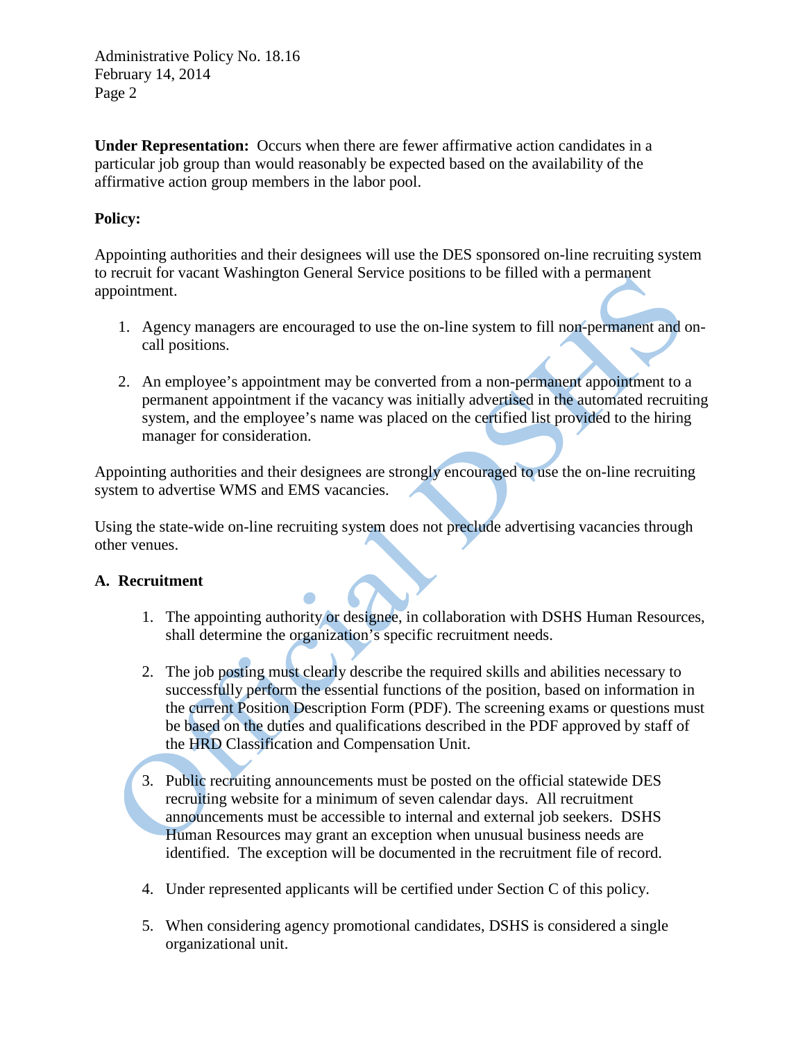**Under Representation:** Occurs when there are fewer affirmative action candidates in a particular job group than would reasonably be expected based on the availability of the affirmative action group members in the labor pool.

**Policy:**

Appointing authorities and their designees will use the DES sponsored on-line recruiting system to recruit for vacant Washington General Service positions to be filled with a permanent appointment.

1. Agency managers are encouraged to use the on-line system to fill non-permanent and on-call positions.

2. An employee's appointment may be converted from a non-permanent appointment to a permanent appointment if the vacancy was initially advertised in the automated recruiting system, and the employee's name was placed on the certified list provided to the hiring manager for consideration.

Appointing authorities and their designees are strongly encouraged to use the on-line recruiting system to advertise WMS and EMS vacancies.

Using the state-wide on-line recruiting system does not preclude advertising vacancies through other venues.

**A. Recruitment**

1. The appointing authority or designee, in collaboration with DSHS Human Resources, shall determine the organization's specific recruitment needs.

2. The job posting must clearly describe the required skills and abilities necessary to successfully perform the essential functions of the position, based on information in the current Position Description Form (PDF). The screening exams or questions must be based on the duties and qualifications described in the PDF approved by staff of the HRD Classification and Compensation Unit.

3. Public recruiting announcements must be posted on the official statewide DES recruiting website for a minimum of seven calendar days. All recruitment announcements must be accessible to internal and external job seekers. DSHS Human Resources may grant an exception when unusual business needs are identified. The exception will be documented in the recruitment file of record.

4. Under represented applicants will be certified under Section C of this policy.

5. When considering agency promotional candidates, DSHS is considered a single organizational unit.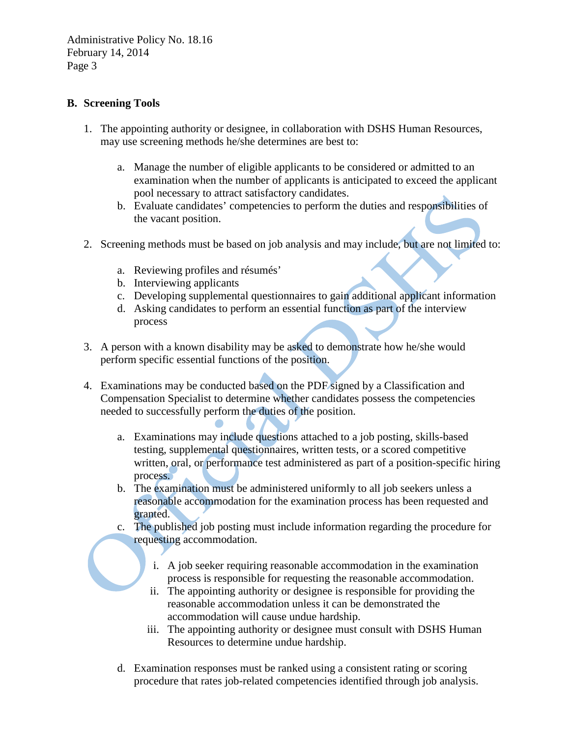## B. Screening Tools

1. The appointing authority or designee, in collaboration with DSHS Human Resources, may use screening methods he/she determines are best to:

   a. Manage the number of eligible applicants to be considered or admitted to an examination when the number of applicants is anticipated to exceed the applicant pool necessary to attract satisfactory candidates.
   b. Evaluate candidates' competencies to perform the duties and responsibilities of the vacant position.

2. Screening methods must be based on job analysis and may include, but are not limited to:

   a. Reviewing profiles and résumés'
   b. Interviewing applicants
   c. Developing supplemental questionnaires to gain additional applicant information
   d. Asking candidates to perform an essential function as part of the interview process

3. A person with a known disability may be asked to demonstrate how he/she would perform specific essential functions of the position.

4. Examinations may be conducted based on the PDF signed by a Classification and Compensation Specialist to determine whether candidates possess the competencies needed to successfully perform the duties of the position.

   a. Examinations may include questions attached to a job posting, skills-based testing, supplemental questionnaires, written tests, or a scored competitive written, oral, or performance test administered as part of a position-specific hiring process.
   b. The examination must be administered uniformly to all job seekers unless a reasonable accommodation for the examination process has been requested and granted.
   c. The published job posting must include information regarding the procedure for requesting accommodation.

      i. A job seeker requiring reasonable accommodation in the examination process is responsible for requesting the reasonable accommodation.
      ii. The appointing authority or designee is responsible for providing the reasonable accommodation unless it can be demonstrated the accommodation will cause undue hardship.
      iii. The appointing authority or designee must consult with DSHS Human Resources to determine undue hardship.

   d. Examination responses must be ranked using a consistent rating or scoring procedure that rates job-related competencies identified through job analysis.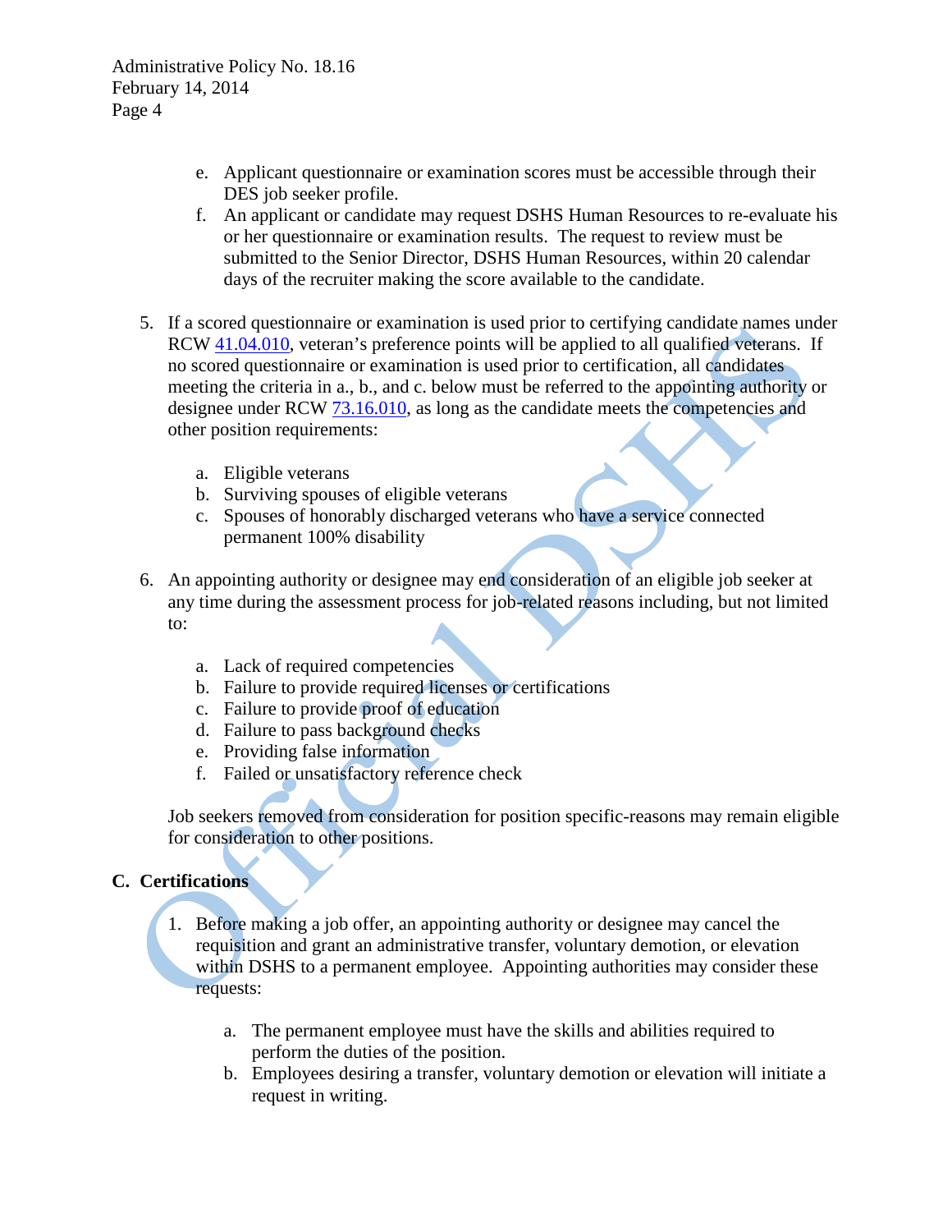e. Applicant questionnaire or examination scores must be accessible through their DES job seeker profile.
   f. An applicant or candidate may request DSHS Human Resources to re-evaluate his or her questionnaire or examination results. The request to review must be submitted to the Senior Director, DSHS Human Resources, within 20 calendar days of the recruiter making the score available to the candidate.

5. If a scored questionnaire or examination is used prior to certifying candidate names under RCW [41.04.010](), veteran's preference points will be applied to all qualified veterans. If no scored questionnaire or examination is used prior to certification, all candidates meeting the criteria in a., b., and c. below must be referred to the appointing authority or designee under RCW [73.16.010](), as long as the candidate meets the competencies and other position requirements:

   a. Eligible veterans
   b. Surviving spouses of eligible veterans
   c. Spouses of honorably discharged veterans who have a service connected permanent 100% disability

6. An appointing authority or designee may end consideration of an eligible job seeker at any time during the assessment process for job-related reasons including, but not limited to:

   a. Lack of required competencies
   b. Failure to provide required licenses or certifications
   c. Failure to provide proof of education
   d. Failure to pass background checks
   e. Providing false information
   f. Failed or unsatisfactory reference check

   Job seekers removed from consideration for position specific-reasons may remain eligible for consideration to other positions.

## C. Certifications

1. Before making a job offer, an appointing authority or designee may cancel the requisition and grant an administrative transfer, voluntary demotion, or elevation within DSHS to a permanent employee. Appointing authorities may consider these requests:

   a. The permanent employee must have the skills and abilities required to perform the duties of the position.
   b. Employees desiring a transfer, voluntary demotion or elevation will initiate a request in writing.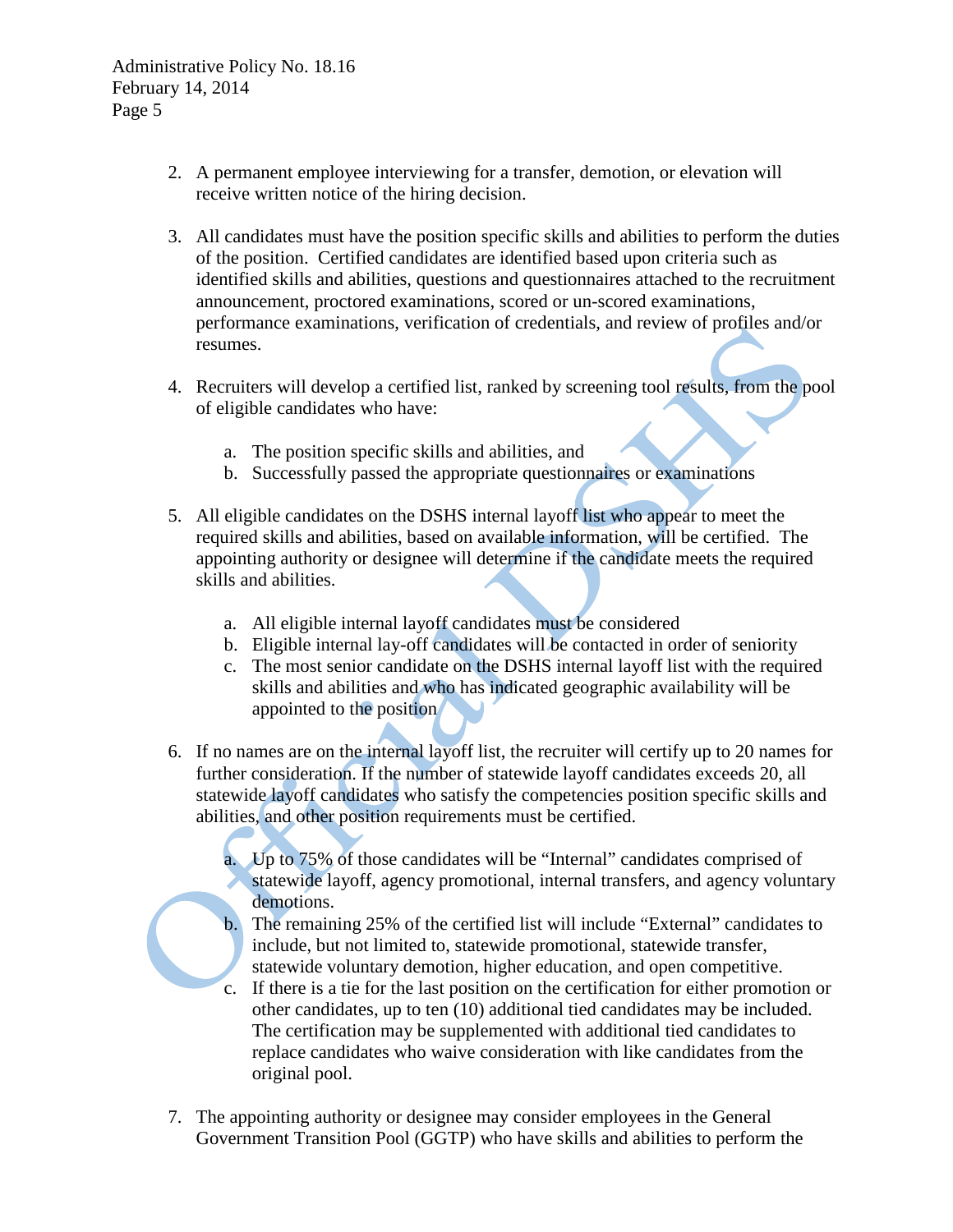2. A permanent employee interviewing for a transfer, demotion, or elevation will receive written notice of the hiring decision.

3. All candidates must have the position specific skills and abilities to perform the duties of the position. Certified candidates are identified based upon criteria such as identified skills and abilities, questions and questionnaires attached to the recruitment announcement, proctored examinations, scored or un-scored examinations, performance examinations, verification of credentials, and review of profiles and/or resumes.

4. Recruiters will develop a certified list, ranked by screening tool results, from the pool of eligible candidates who have:

   a. The position specific skills and abilities, and
   b. Successfully passed the appropriate questionnaires or examinations

5. All eligible candidates on the DSHS internal layoff list who appear to meet the required skills and abilities, based on available information, will be certified. The appointing authority or designee will determine if the candidate meets the required skills and abilities.

   a. All eligible internal layoff candidates must be considered
   b. Eligible internal lay-off candidates will be contacted in order of seniority
   c. The most senior candidate on the DSHS internal layoff list with the required skills and abilities and who has indicated geographic availability will be appointed to the position

6. If no names are on the internal layoff list, the recruiter will certify up to 20 names for further consideration. If the number of statewide layoff candidates exceeds 20, all statewide layoff candidates who satisfy the competencies position specific skills and abilities, and other position requirements must be certified.

   a. Up to 75% of those candidates will be "Internal" candidates comprised of statewide layoff, agency promotional, internal transfers, and agency voluntary demotions.
   b. The remaining 25% of the certified list will include "External" candidates to include, but not limited to, statewide promotional, statewide transfer, statewide voluntary demotion, higher education, and open competitive.
   c. If there is a tie for the last position on the certification for either promotion or other candidates, up to ten (10) additional tied candidates may be included. The certification may be supplemented with additional tied candidates to replace candidates who waive consideration with like candidates from the original pool.

7. The appointing authority or designee may consider employees in the General Government Transition Pool (GGTP) who have skills and abilities to perform the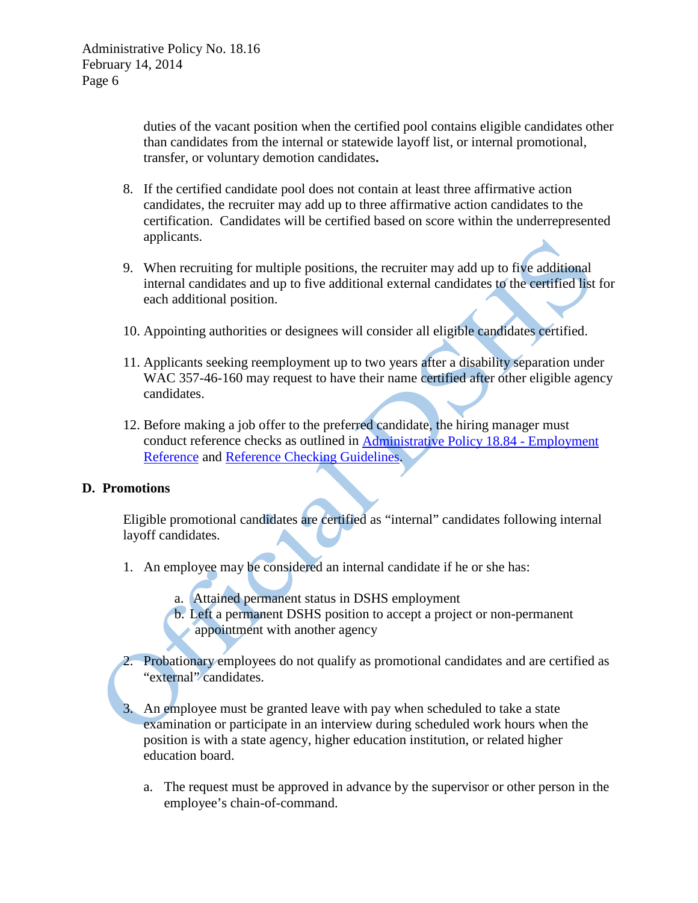duties of the vacant position when the certified pool contains eligible candidates other than candidates from the internal or statewide layoff list, or internal promotional, transfer, or voluntary demotion candidates**.**

8. If the certified candidate pool does not contain at least three affirmative action candidates, the recruiter may add up to three affirmative action candidates to the certification. Candidates will be certified based on score within the underrepresented applicants.

9. When recruiting for multiple positions, the recruiter may add up to five additional internal candidates and up to five additional external candidates to the certified list for each additional position.

10. Appointing authorities or designees will consider all eligible candidates certified.

11. Applicants seeking reemployment up to two years after a disability separation under WAC 357-46-160 may request to have their name certified after other eligible agency candidates.

12. Before making a job offer to the preferred candidate, the hiring manager must conduct reference checks as outlined in Administrative Policy 18.84 - Employment Reference and Reference Checking Guidelines.

**D. Promotions**

Eligible promotional candidates are certified as “internal” candidates following internal layoff candidates.

1. An employee may be considered an internal candidate if he or she has:

   a. Attained permanent status in DSHS employment
   b. Left a permanent DSHS position to accept a project or non-permanent appointment with another agency

2. Probationary employees do not qualify as promotional candidates and are certified as “external” candidates.

3. An employee must be granted leave with pay when scheduled to take a state examination or participate in an interview during scheduled work hours when the position is with a state agency, higher education institution, or related higher education board.

   a. The request must be approved in advance by the supervisor or other person in the employee’s chain-of-command.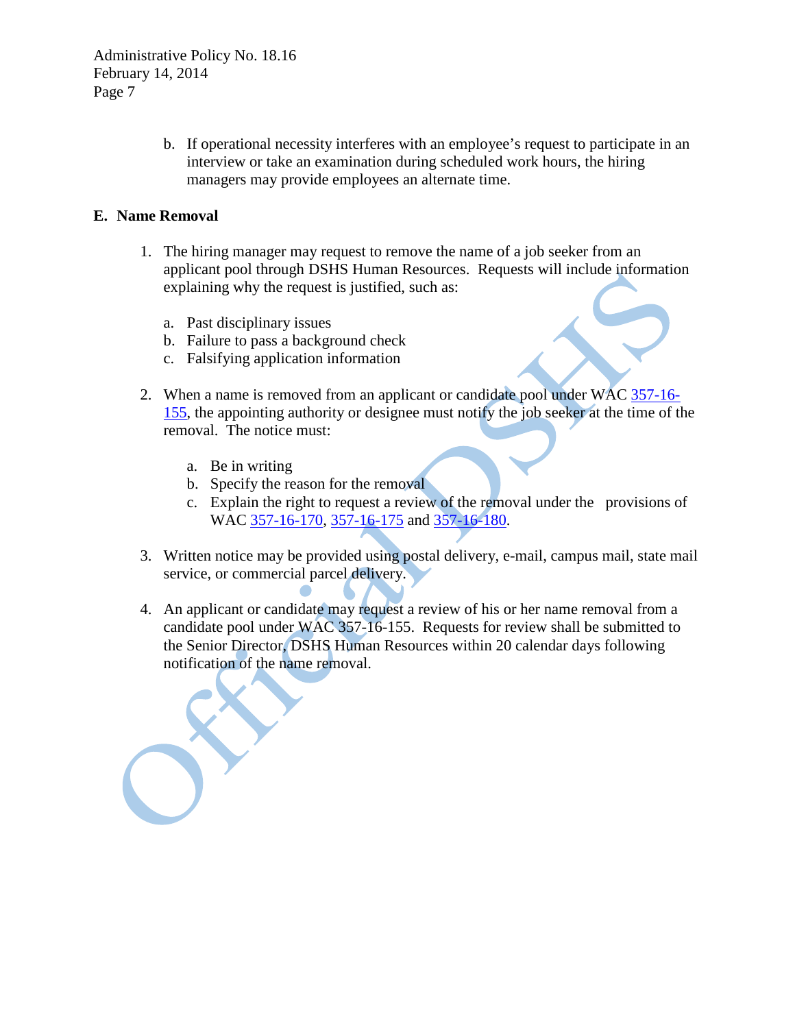b. If operational necessity interferes with an employee's request to participate in an interview or take an examination during scheduled work hours, the hiring managers may provide employees an alternate time.

**E. Name Removal**

1. The hiring manager may request to remove the name of a job seeker from an applicant pool through DSHS Human Resources. Requests will include information explaining why the request is justified, such as:

   a. Past disciplinary issues
   b. Failure to pass a background check
   c. Falsifying application information

2. When a name is removed from an applicant or candidate pool under WAC 357-16-155, the appointing authority or designee must notify the job seeker at the time of the removal. The notice must:

   a. Be in writing
   b. Specify the reason for the removal
   c. Explain the right to request a review of the removal under the provisions of WAC 357-16-170, 357-16-175 and 357-16-180.

3. Written notice may be provided using postal delivery, e-mail, campus mail, state mail service, or commercial parcel delivery.

4. An applicant or candidate may request a review of his or her name removal from a candidate pool under WAC 357-16-155. Requests for review shall be submitted to the Senior Director, DSHS Human Resources within 20 calendar days following notification of the name removal.